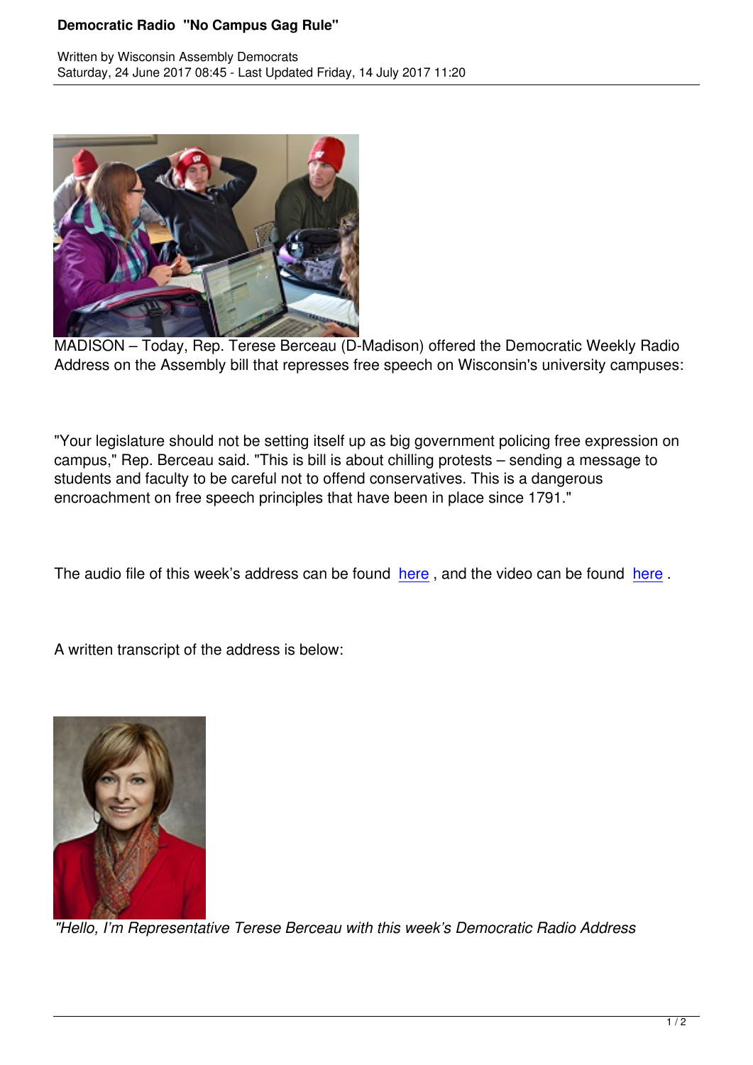# Democratic Radio "No Campus Gag Rule"

Written by Wisconsin Assembly Democrats
Saturday, 24 June 2017 08:45 - Last Updated Friday, 14 July 2017 11:20

MADISON – Today, Rep. Terese Berceau (D-Madison) offered the Democratic Weekly Radio Address on the Assembly bill that represses free speech on Wisconsin's university campuses:

"Your legislature should not be setting itself up as big government policing free expression on campus," Rep. Berceau said. "This is bill is about chilling protests – sending a message to students and faculty to be careful not to offend conservatives. This is a dangerous encroachment on free speech principles that have been in place since 1791."

The audio file of this week's address can be found [here](), and the video can be found [here]().

A written transcript of the address is below:

*"Hello, I'm Representative Terese Berceau with this week's Democratic Radio Address*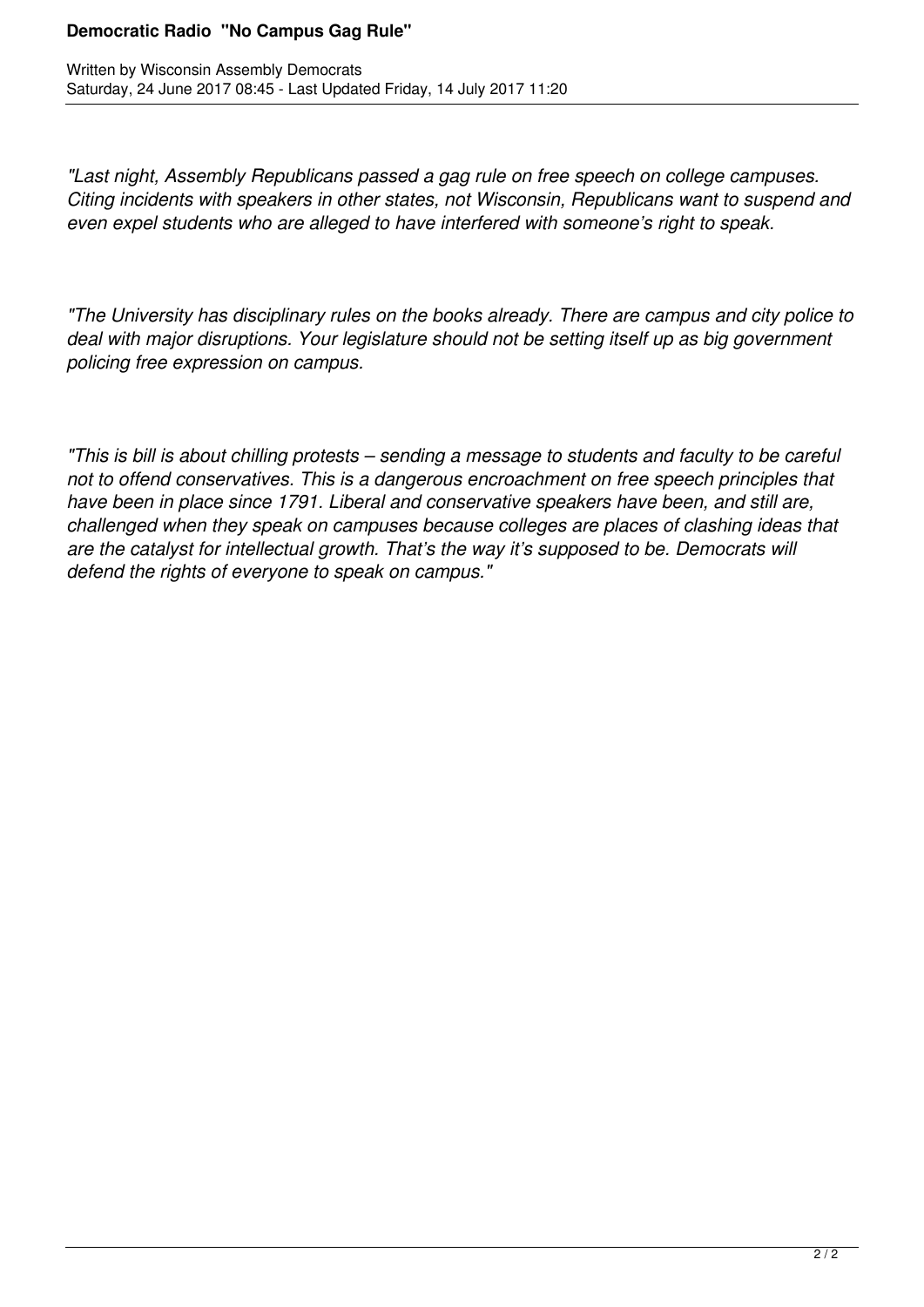*"Last night, Assembly Republicans passed a gag rule on free speech on college campuses. Citing incidents with speakers in other states, not Wisconsin, Republicans want to suspend and even expel students who are alleged to have interfered with someone's right to speak.*

*"The University has disciplinary rules on the books already. There are campus and city police to deal with major disruptions. Your legislature should not be setting itself up as big government policing free expression on campus.*

*"This is bill is about chilling protests – sending a message to students and faculty to be careful not to offend conservatives. This is a dangerous encroachment on free speech principles that have been in place since 1791. Liberal and conservative speakers have been, and still are, challenged when they speak on campuses because colleges are places of clashing ideas that are the catalyst for intellectual growth. That's the way it's supposed to be. Democrats will defend the rights of everyone to speak on campus."*